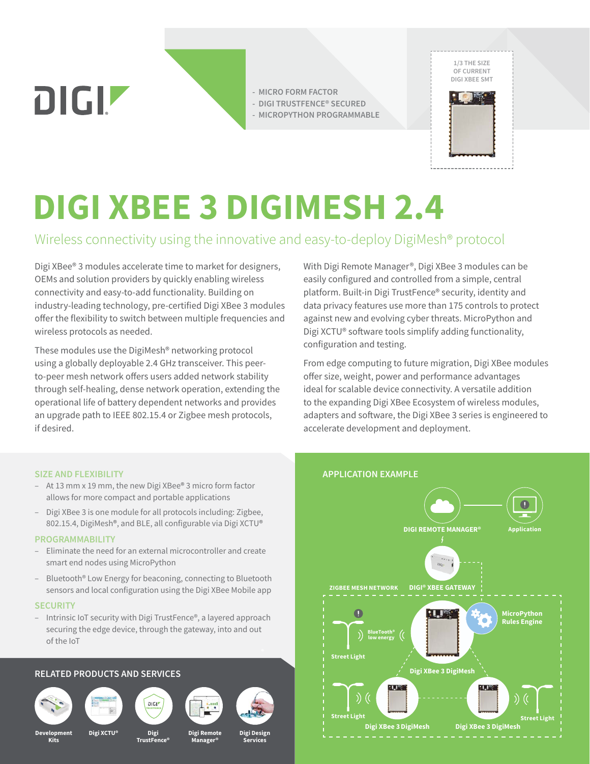DIGI

- MICRO FORM FACTOR
- DIGI TRUSTFENCE® SECURED
- MICROPYTHON PROGRAMMABLE

1/3 THE SIZE OF CURRENT DIGI XBEE SMT

# DIGI XBEE 3 DIGIMESH 2.4

## Wireless connectivity using the innovative and easy-to-deploy DigiMesh® protocol

Digi XBee® 3 modules accelerate time to market for designers, OEMs and solution providers by quickly enabling wireless connectivity and easy-to-add functionality. Building on industry-leading technology, pre-certified Digi XBee 3 modules offer the flexibility to switch between multiple frequencies and wireless protocols as needed.

These modules use the DigiMesh® networking protocol using a globally deployable 2.4 GHz transceiver. This peer-to-peer mesh network offers users added network stability through self-healing, dense network operation, extending the operational life of battery dependent networks and provides an upgrade path to IEEE 802.15.4 or Zigbee mesh protocols, if desired.

With Digi Remote Manager®, Digi XBee 3 modules can be easily configured and controlled from a simple, central platform. Built-in Digi TrustFence® security, identity and data privacy features use more than 175 controls to protect against new and evolving cyber threats. MicroPython and Digi XCTU® software tools simplify adding functionality, configuration and testing.

From edge computing to future migration, Digi XBee modules offer size, weight, power and performance advantages ideal for scalable device connectivity. A versatile addition to the expanding Digi XBee Ecosystem of wireless modules, adapters and software, the Digi XBee 3 series is engineered to accelerate development and deployment.

### SIZE AND FLEXIBILITY

- At 13 mm x 19 mm, the new Digi XBee® 3 micro form factor allows for more compact and portable applications
- Digi XBee 3 is one module for all protocols including: Zigbee, 802.15.4, DigiMesh®, and BLE, all configurable via Digi XCTU®

### PROGRAMMABILITY

- Eliminate the need for an external microcontroller and create smart end nodes using MicroPython
- Bluetooth® Low Energy for beaconing, connecting to Bluetooth sensors and local configuration using the Digi XBee Mobile app

### SECURITY

- Intrinsic IoT security with Digi TrustFence®, a layered approach securing the edge device, through the gateway, into and out of the IoT

### RELATED PRODUCTS AND SERVICES

- Development Kits
- Digi XCTU®
- Digi TrustFence®
- Digi Remote Manager®
- Digi Design Services

### APPLICATION EXAMPLE

DIGI REMOTE MANAGER® — Application

ZIGBEE MESH NETWORK — DIGI® XBEE GATEWAY

MicroPython Rules Engine

BlueTooth® low energy

Street Light

Digi XBee 3 DigiMesh

Street Light

Street Light

Digi XBee 3 DigiMesh

Digi XBee 3 DigiMesh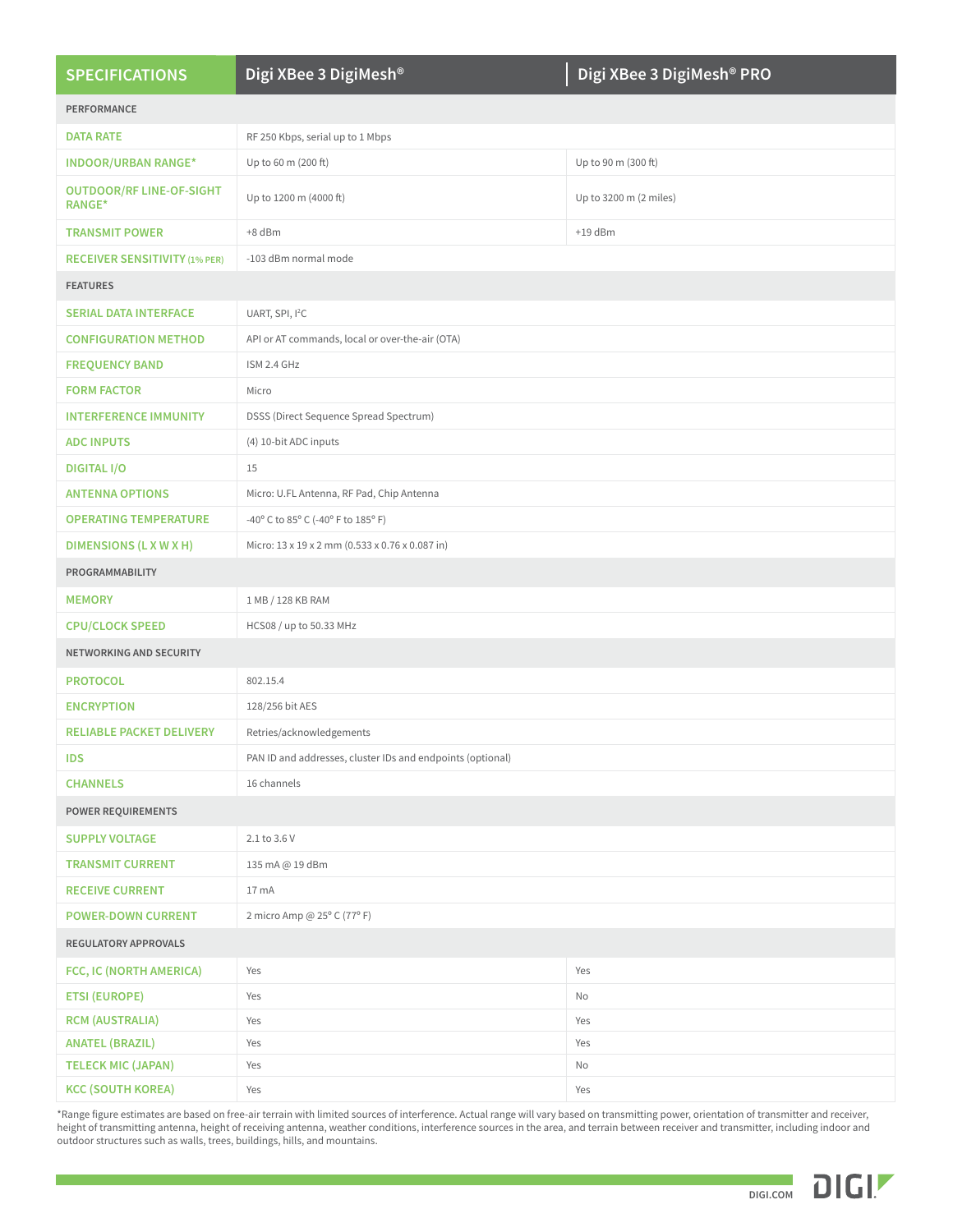| SPECIFICATIONS | Digi XBee 3 DigiMesh® | Digi XBee 3 DigiMesh® PRO |
|---|---|---|
| **PERFORMANCE** | | |
| DATA RATE | RF 250 Kbps, serial up to 1 Mbps | |
| INDOOR/URBAN RANGE* | Up to 60 m (200 ft) | Up to 90 m (300 ft) |
| OUTDOOR/RF LINE-OF-SIGHT RANGE* | Up to 1200 m (4000 ft) | Up to 3200 m (2 miles) |
| TRANSMIT POWER | +8 dBm | +19 dBm |
| RECEIVER SENSITIVITY (1% PER) | -103 dBm normal mode | |
| **FEATURES** | | |
| SERIAL DATA INTERFACE | UART, SPI, I²C | |
| CONFIGURATION METHOD | API or AT commands, local or over-the-air (OTA) | |
| FREQUENCY BAND | ISM 2.4 GHz | |
| FORM FACTOR | Micro | |
| INTERFERENCE IMMUNITY | DSSS (Direct Sequence Spread Spectrum) | |
| ADC INPUTS | (4) 10-bit ADC inputs | |
| DIGITAL I/O | 15 | |
| ANTENNA OPTIONS | Micro: U.FL Antenna, RF Pad, Chip Antenna | |
| OPERATING TEMPERATURE | -40° C to 85° C (-40° F to 185° F) | |
| DIMENSIONS (L X W X H) | Micro: 13 x 19 x 2 mm (0.533 x 0.76 x 0.087 in) | |
| **PROGRAMMABILITY** | | |
| MEMORY | 1 MB / 128 KB RAM | |
| CPU/CLOCK SPEED | HCS08 / up to 50.33 MHz | |
| **NETWORKING AND SECURITY** | | |
| PROTOCOL | 802.15.4 | |
| ENCRYPTION | 128/256 bit AES | |
| RELIABLE PACKET DELIVERY | Retries/acknowledgements | |
| IDS | PAN ID and addresses, cluster IDs and endpoints (optional) | |
| CHANNELS | 16 channels | |
| **POWER REQUIREMENTS** | | |
| SUPPLY VOLTAGE | 2.1 to 3.6 V | |
| TRANSMIT CURRENT | 135 mA @ 19 dBm | |
| RECEIVE CURRENT | 17 mA | |
| POWER-DOWN CURRENT | 2 micro Amp @ 25° C (77° F) | |
| **REGULATORY APPROVALS** | | |
| FCC, IC (NORTH AMERICA) | Yes | Yes |
| ETSI (EUROPE) | Yes | No |
| RCM (AUSTRALIA) | Yes | Yes |
| ANATEL (BRAZIL) | Yes | Yes |
| TELECK MIC (JAPAN) | Yes | No |
| KCC (SOUTH KOREA) | Yes | Yes |

*Range figure estimates are based on free-air terrain with limited sources of interference. Actual range will vary based on transmitting power, orientation of transmitter and receiver, height of transmitting antenna, height of receiving antenna, weather conditions, interference sources in the area, and terrain between receiver and transmitter, including indoor and outdoor structures such as walls, trees, buildings, hills, and mountains.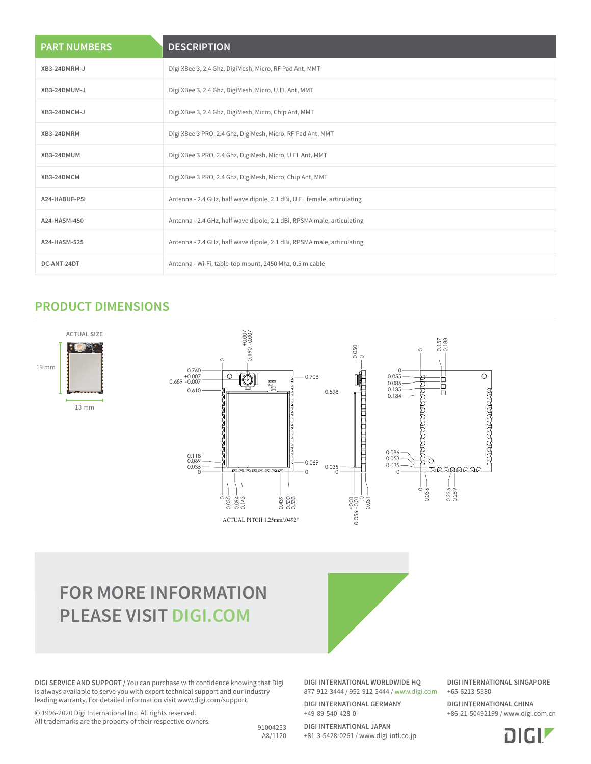| PART NUMBERS | DESCRIPTION |
|---|---|
| XB3-24DMRM-J | Digi XBee 3, 2.4 Ghz, DigiMesh, Micro, RF Pad Ant, MMT |
| XB3-24DMUM-J | Digi XBee 3, 2.4 Ghz, DigiMesh, Micro, U.FL Ant, MMT |
| XB3-24DMCM-J | Digi XBee 3, 2.4 Ghz, DigiMesh, Micro, Chip Ant, MMT |
| XB3-24DMRM | Digi XBee 3 PRO, 2.4 Ghz, DigiMesh, Micro, RF Pad Ant, MMT |
| XB3-24DMUM | Digi XBee 3 PRO, 2.4 Ghz, DigiMesh, Micro, U.FL Ant, MMT |
| XB3-24DMCM | Digi XBee 3 PRO, 2.4 Ghz, DigiMesh, Micro, Chip Ant, MMT |
| A24-HABUF-P5I | Antenna - 2.4 GHz, half wave dipole, 2.1 dBi, U.FL female, articulating |
| A24-HASM-450 | Antenna - 2.4 GHz, half wave dipole, 2.1 dBi, RPSMA male, articulating |
| A24-HASM-525 | Antenna - 2.4 GHz, half wave dipole, 2.1 dBi, RPSMA male, articulating |
| DC-ANT-24DT | Antenna - Wi-Fi, table-top mount, 2450 Mhz, 0.5 m cable |

## PRODUCT DIMENSIONS

ACTUAL SIZE

19 mm

13 mm

0.760
0.689 +0.007 -0.007
0.610
0.118
0.069
0.035
0
0
0.190 +0.007 -0.007
0.708
0.069
0
0 0.035 0.094 0.143 0.439 0.500 0.533

ACTUAL PITCH 1.25mm/.0492"

0.050
0
0.598
0.035
0
0.056 +0.01 -0.01
0
0.031

0
0.157
0.188
0
0.055
0.086
0.135
0.184
0.086
0.053
0.035
0
0
0.036
0.226
0.259

# FOR MORE INFORMATION PLEASE VISIT DIGI.COM

**DIGI SERVICE AND SUPPORT** / You can purchase with confidence knowing that Digi is always available to serve you with expert technical support and our industry leading warranty. For detailed information visit www.digi.com/support.

© 1996-2020 Digi International Inc. All rights reserved.
All trademarks are the property of their respective owners.

91004233
A8/1120

**DIGI INTERNATIONAL WORLDWIDE HQ**
877-912-3444 / 952-912-3444 / www.digi.com

**DIGI INTERNATIONAL GERMANY**
+49-89-540-428-0

**DIGI INTERNATIONAL JAPAN**
+81-3-5428-0261 / www.digi-intl.co.jp

**DIGI INTERNATIONAL SINGAPORE**
+65-6213-5380

**DIGI INTERNATIONAL CHINA**
+86-21-50492199 / www.digi.com.cn